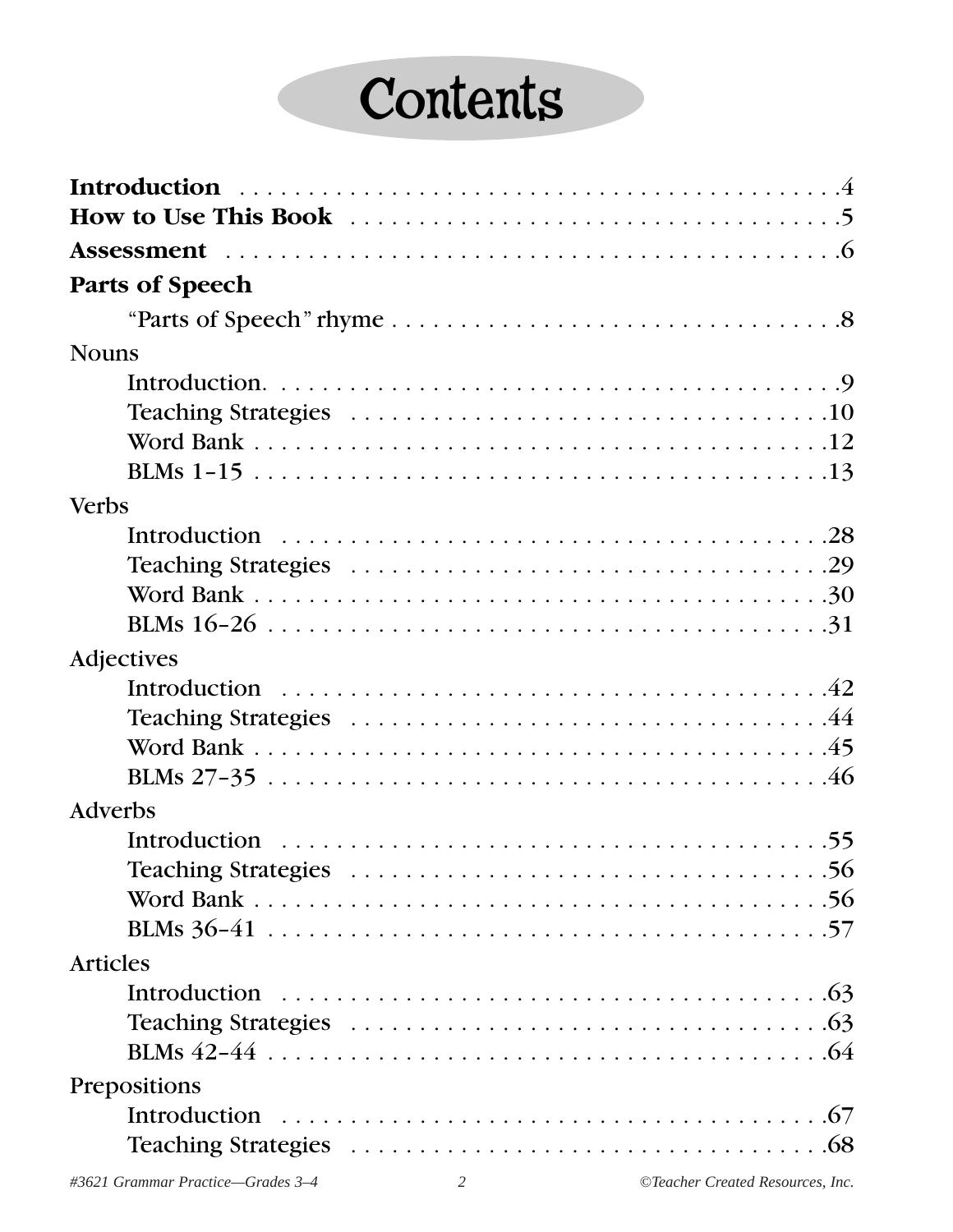# Contents

**Introduction** . . . . . . . . . . . . . . . . . . . . . . . . . . . . . . . . . . . . . . . . . . . .4
**How to Use This Book** . . . . . . . . . . . . . . . . . . . . . . . . . . . . . . . . . . . . . .5
**Assessment** . . . . . . . . . . . . . . . . . . . . . . . . . . . . . . . . . . . . . . . . . . . . .6
**Parts of Speech**

- "Parts of Speech" rhyme . . . . . . . . . . . . . . . . . . . . . . . . . . . . . . . . .8

Nouns

- Introduction. . . . . . . . . . . . . . . . . . . . . . . . . . . . . . . . . . . . . . . . .9
- Teaching Strategies . . . . . . . . . . . . . . . . . . . . . . . . . . . . . . . . . . .10
- Word Bank . . . . . . . . . . . . . . . . . . . . . . . . . . . . . . . . . . . . . . . . .12
- BLMs 1–15 . . . . . . . . . . . . . . . . . . . . . . . . . . . . . . . . . . . . . . . . .13

Verbs

- Introduction . . . . . . . . . . . . . . . . . . . . . . . . . . . . . . . . . . . . . . . .28
- Teaching Strategies . . . . . . . . . . . . . . . . . . . . . . . . . . . . . . . . . . .29
- Word Bank . . . . . . . . . . . . . . . . . . . . . . . . . . . . . . . . . . . . . . . . .30
- BLMs 16–26 . . . . . . . . . . . . . . . . . . . . . . . . . . . . . . . . . . . . . . . .31

Adjectives

- Introduction . . . . . . . . . . . . . . . . . . . . . . . . . . . . . . . . . . . . . . . .42
- Teaching Strategies . . . . . . . . . . . . . . . . . . . . . . . . . . . . . . . . . . .44
- Word Bank . . . . . . . . . . . . . . . . . . . . . . . . . . . . . . . . . . . . . . . . .45
- BLMs 27–35 . . . . . . . . . . . . . . . . . . . . . . . . . . . . . . . . . . . . . . . .46

Adverbs

- Introduction . . . . . . . . . . . . . . . . . . . . . . . . . . . . . . . . . . . . . . . .55
- Teaching Strategies . . . . . . . . . . . . . . . . . . . . . . . . . . . . . . . . . . .56
- Word Bank . . . . . . . . . . . . . . . . . . . . . . . . . . . . . . . . . . . . . . . . .56
- BLMs 36–41 . . . . . . . . . . . . . . . . . . . . . . . . . . . . . . . . . . . . . . . .57

Articles

- Introduction . . . . . . . . . . . . . . . . . . . . . . . . . . . . . . . . . . . . . . . .63
- Teaching Strategies . . . . . . . . . . . . . . . . . . . . . . . . . . . . . . . . . . .63
- BLMs 42–44 . . . . . . . . . . . . . . . . . . . . . . . . . . . . . . . . . . . . . . . .64

Prepositions

- Introduction . . . . . . . . . . . . . . . . . . . . . . . . . . . . . . . . . . . . . . . .67
- Teaching Strategies . . . . . . . . . . . . . . . . . . . . . . . . . . . . . . . . . . .68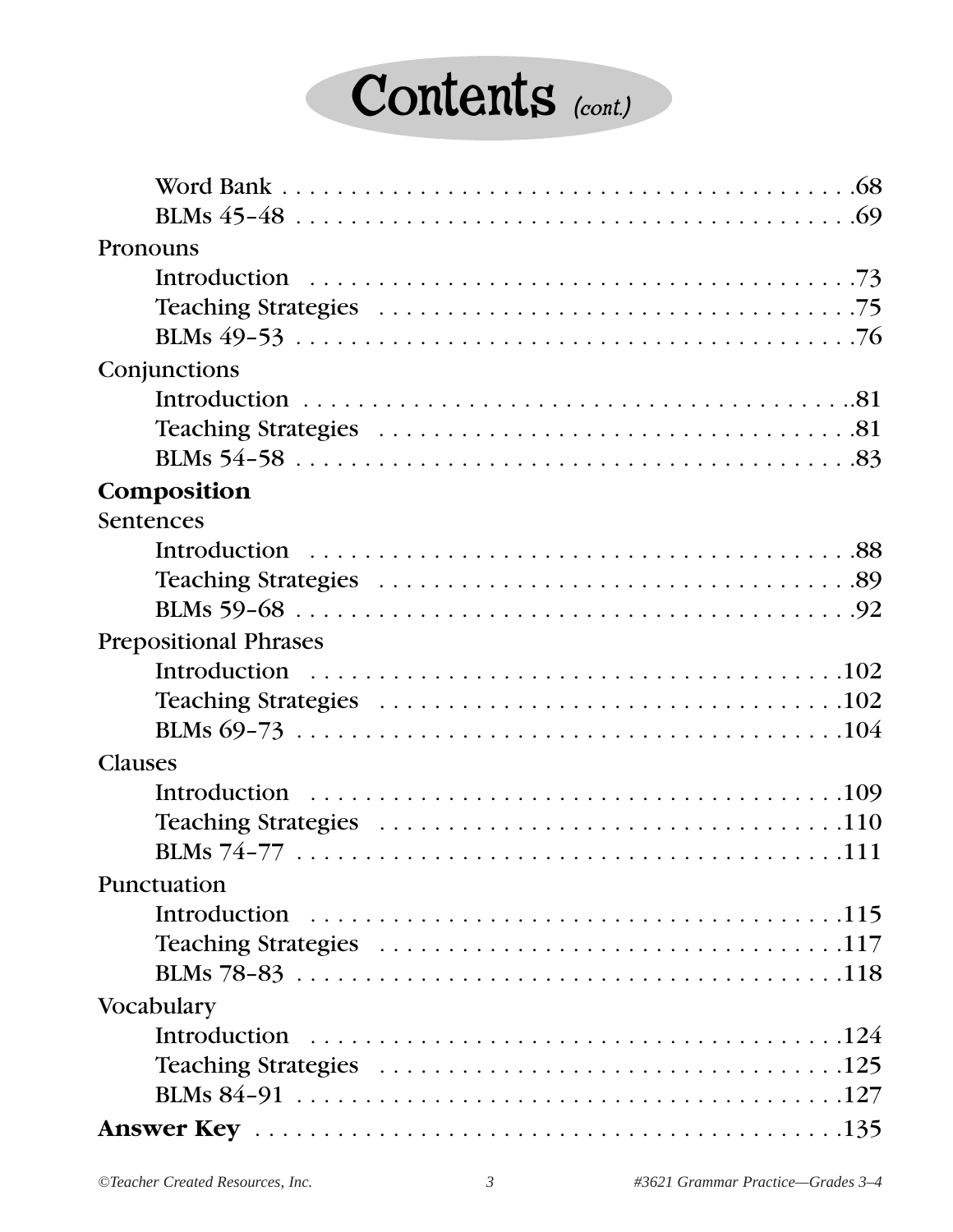# Contents *(cont.)*

- Word Bank . . . . . . . . . . . . . . . . . . . . . . . . . . . . . . . . . . . . . . . . . .68
- BLMs 45–48 . . . . . . . . . . . . . . . . . . . . . . . . . . . . . . . . . . . . . . . .69

Pronouns

- Introduction . . . . . . . . . . . . . . . . . . . . . . . . . . . . . . . . . . . . . . . .73
- Teaching Strategies . . . . . . . . . . . . . . . . . . . . . . . . . . . . . . . . . .75
- BLMs 49–53 . . . . . . . . . . . . . . . . . . . . . . . . . . . . . . . . . . . . . . . .76

Conjunctions

- Introduction . . . . . . . . . . . . . . . . . . . . . . . . . . . . . . . . . . . . . . . .81
- Teaching Strategies . . . . . . . . . . . . . . . . . . . . . . . . . . . . . . . . . .81
- BLMs 54–58 . . . . . . . . . . . . . . . . . . . . . . . . . . . . . . . . . . . . . . . .83

**Composition**

Sentences

- Introduction . . . . . . . . . . . . . . . . . . . . . . . . . . . . . . . . . . . . . . . .88
- Teaching Strategies . . . . . . . . . . . . . . . . . . . . . . . . . . . . . . . . . .89
- BLMs 59–68 . . . . . . . . . . . . . . . . . . . . . . . . . . . . . . . . . . . . . . . .92

Prepositional Phrases

- Introduction . . . . . . . . . . . . . . . . . . . . . . . . . . . . . . . . . . . . . . . .102
- Teaching Strategies . . . . . . . . . . . . . . . . . . . . . . . . . . . . . . . . . .102
- BLMs 69–73 . . . . . . . . . . . . . . . . . . . . . . . . . . . . . . . . . . . . . . . .104

Clauses

- Introduction . . . . . . . . . . . . . . . . . . . . . . . . . . . . . . . . . . . . . . . .109
- Teaching Strategies . . . . . . . . . . . . . . . . . . . . . . . . . . . . . . . . . .110
- BLMs 74–77 . . . . . . . . . . . . . . . . . . . . . . . . . . . . . . . . . . . . . . . .111

Punctuation

- Introduction . . . . . . . . . . . . . . . . . . . . . . . . . . . . . . . . . . . . . . . .115
- Teaching Strategies . . . . . . . . . . . . . . . . . . . . . . . . . . . . . . . . . .117
- BLMs 78–83 . . . . . . . . . . . . . . . . . . . . . . . . . . . . . . . . . . . . . . . .118

Vocabulary

- Introduction . . . . . . . . . . . . . . . . . . . . . . . . . . . . . . . . . . . . . . . .124
- Teaching Strategies . . . . . . . . . . . . . . . . . . . . . . . . . . . . . . . . . .125
- BLMs 84–91 . . . . . . . . . . . . . . . . . . . . . . . . . . . . . . . . . . . . . . . .127

**Answer Key** . . . . . . . . . . . . . . . . . . . . . . . . . . . . . . . . . . . . . . . . . .135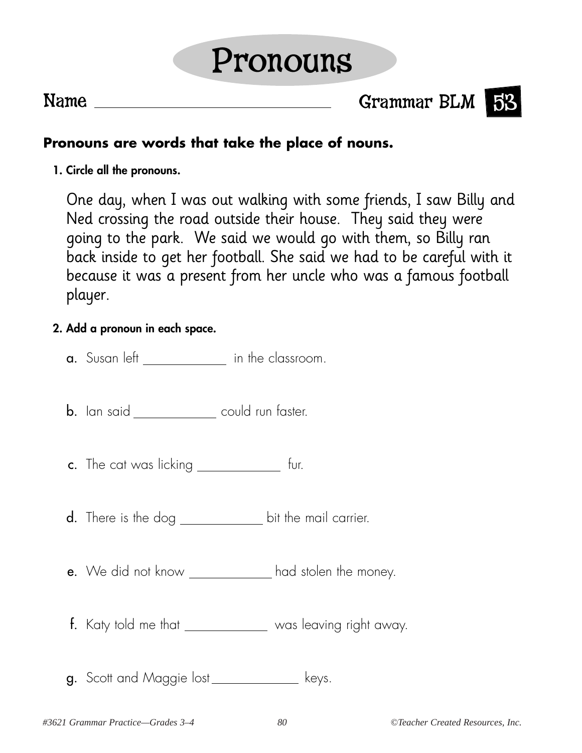# Pronouns

Name ______________________________ Grammar BLM 53

**Pronouns are words that take the place of nouns.**

**1. Circle all the pronouns.**

One day, when I was out walking with some friends, I saw Billy and Ned crossing the road outside their house. They said they were going to the park. We said we would go with them, so Billy ran back inside to get her football. She said we had to be careful with it because it was a present from her uncle who was a famous football player.

**2. Add a pronoun in each space.**

**a.** Susan left ____________ in the classroom.

**b.** Ian said ____________ could run faster.

**c.** The cat was licking ____________ fur.

**d.** There is the dog ____________ bit the mail carrier.

**e.** We did not know ____________ had stolen the money.

**f.** Katy told me that ____________ was leaving right away.

**g.** Scott and Maggie lost ____________ keys.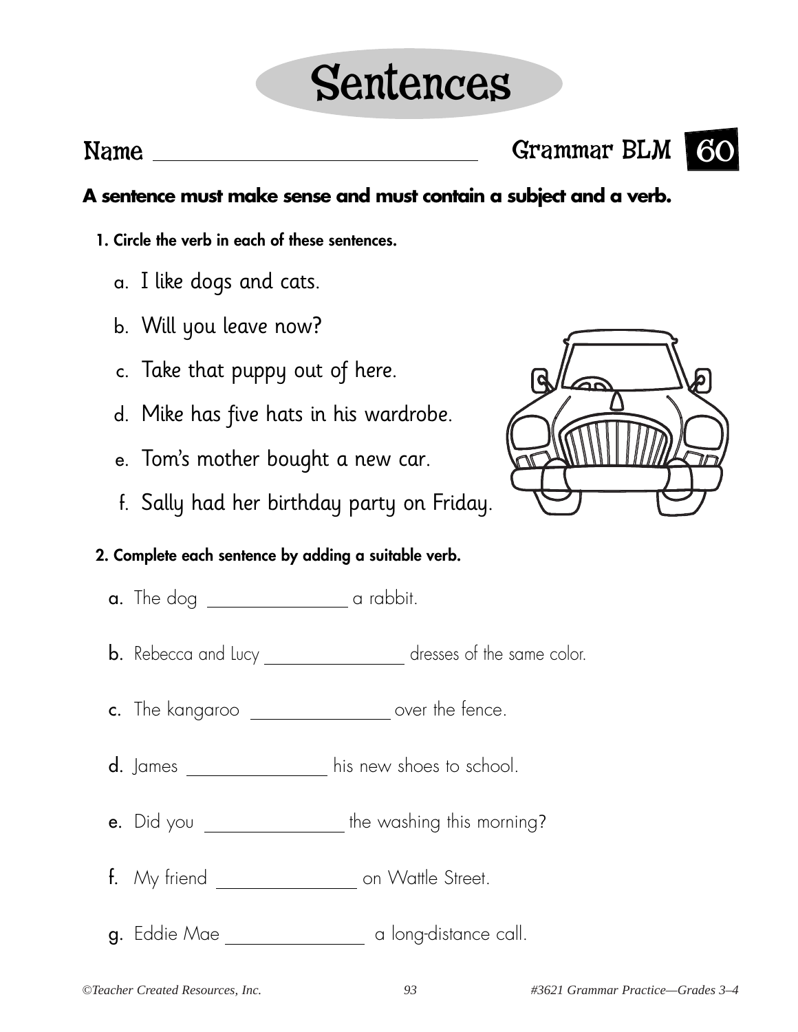# Sentences

Name ______________________________ Grammar BLM **60**

**A sentence must make sense and must contain a subject and a verb.**

**1. Circle the verb in each of these sentences.**

a. I like dogs and cats.

b. Will you leave now?

c. Take that puppy out of here.

d. Mike has five hats in his wardrobe.

e. Tom's mother bought a new car.

f. Sally had her birthday party on Friday.

**2. Complete each sentence by adding a suitable verb.**

**a.** The dog ________________ a rabbit.

**b.** Rebecca and Lucy ________________ dresses of the same color.

**c.** The kangaroo ________________ over the fence.

**d.** James ________________ his new shoes to school.

**e.** Did you ________________ the washing this morning?

**f.** My friend ________________ on Wattle Street.

**g.** Eddie Mae ________________ a long-distance call.